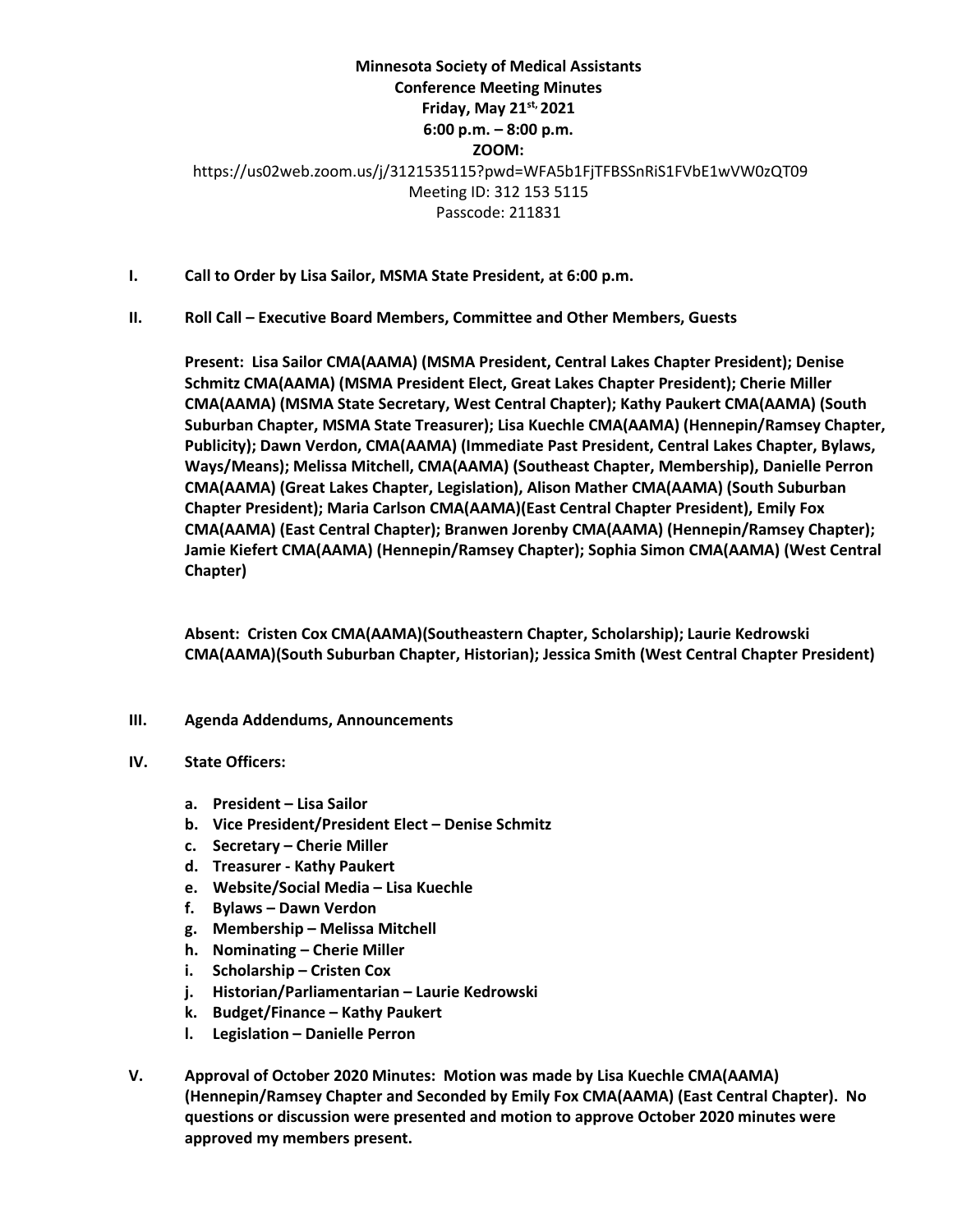**Minnesota Society of Medical Assistants**
**Conference Meeting Minutes**
**Friday, May 21st, 2021**
**6:00 p.m. – 8:00 p.m.**
**ZOOM:**

https://us02web.zoom.us/j/3121535115?pwd=WFA5b1FjTFBSSnRiS1FVbE1wVW0zQT09
Meeting ID: 312 153 5115
Passcode: 211831

**I. Call to Order by Lisa Sailor, MSMA State President, at 6:00 p.m.**

**II. Roll Call – Executive Board Members, Committee and Other Members, Guests**

**Present: Lisa Sailor CMA(AAMA) (MSMA President, Central Lakes Chapter President); Denise Schmitz CMA(AAMA) (MSMA President Elect, Great Lakes Chapter President); Cherie Miller CMA(AAMA) (MSMA State Secretary, West Central Chapter); Kathy Paukert CMA(AAMA) (South Suburban Chapter, MSMA State Treasurer); Lisa Kuechle CMA(AAMA) (Hennepin/Ramsey Chapter, Publicity); Dawn Verdon, CMA(AAMA) (Immediate Past President, Central Lakes Chapter, Bylaws, Ways/Means); Melissa Mitchell, CMA(AAMA) (Southeast Chapter, Membership), Danielle Perron CMA(AAMA) (Great Lakes Chapter, Legislation), Alison Mather CMA(AAMA) (South Suburban Chapter President); Maria Carlson CMA(AAMA)(East Central Chapter President), Emily Fox CMA(AAMA) (East Central Chapter); Branwen Jorenby CMA(AAMA) (Hennepin/Ramsey Chapter); Jamie Kiefert CMA(AAMA) (Hennepin/Ramsey Chapter); Sophia Simon CMA(AAMA) (West Central Chapter)**

**Absent: Cristen Cox CMA(AAMA)(Southeastern Chapter, Scholarship); Laurie Kedrowski CMA(AAMA)(South Suburban Chapter, Historian); Jessica Smith (West Central Chapter President)**

**III. Agenda Addendums, Announcements**

**IV. State Officers:**

- **a. President – Lisa Sailor**
- **b. Vice President/President Elect – Denise Schmitz**
- **c. Secretary – Cherie Miller**
- **d. Treasurer - Kathy Paukert**
- **e. Website/Social Media – Lisa Kuechle**
- **f. Bylaws – Dawn Verdon**
- **g. Membership – Melissa Mitchell**
- **h. Nominating – Cherie Miller**
- **i. Scholarship – Cristen Cox**
- **j. Historian/Parliamentarian – Laurie Kedrowski**
- **k. Budget/Finance – Kathy Paukert**
- **l. Legislation – Danielle Perron**

**V. Approval of October 2020 Minutes: Motion was made by Lisa Kuechle CMA(AAMA) (Hennepin/Ramsey Chapter and Seconded by Emily Fox CMA(AAMA) (East Central Chapter). No questions or discussion were presented and motion to approve October 2020 minutes were approved my members present.**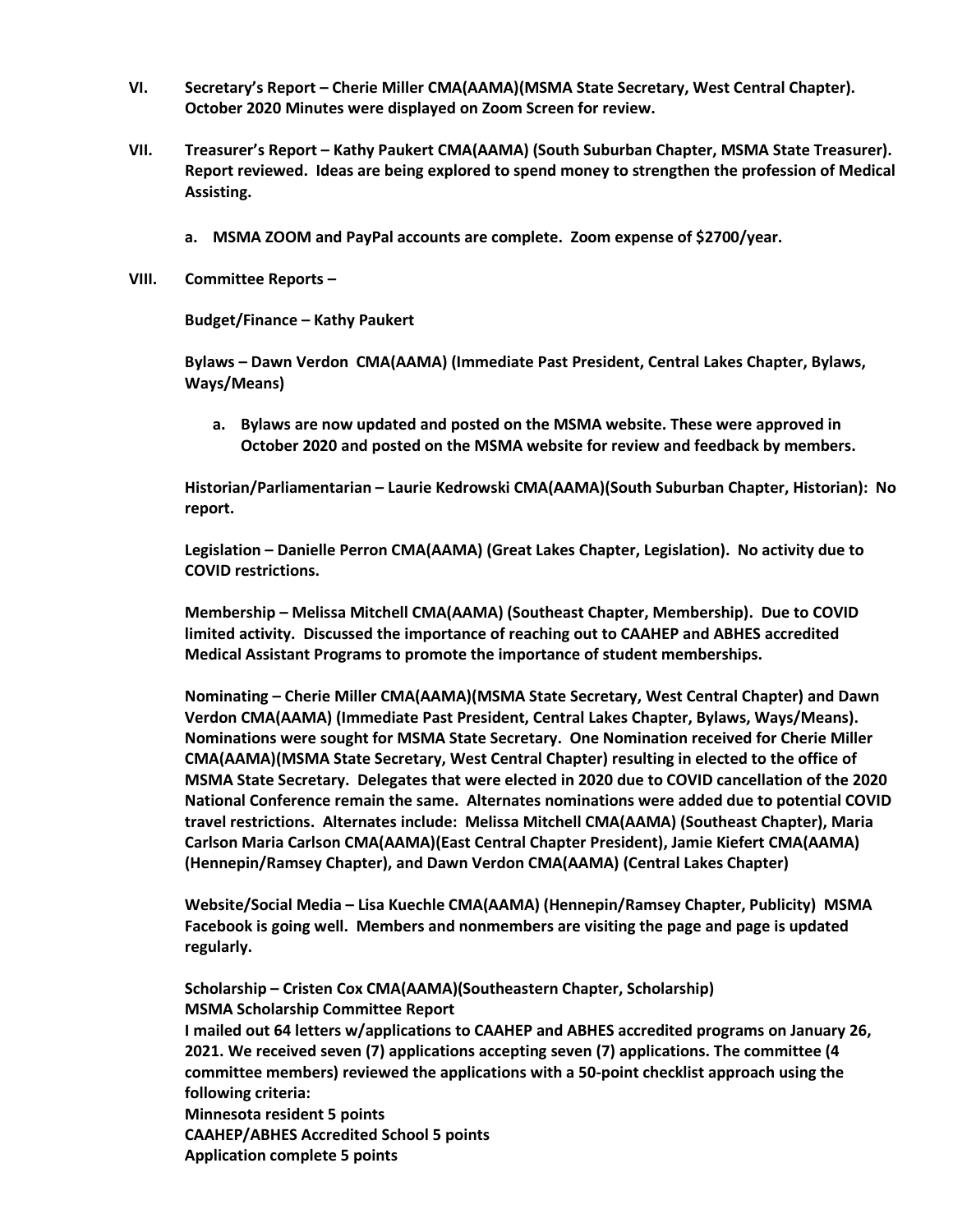**VI. Secretary's Report – Cherie Miller CMA(AAMA)(MSMA State Secretary, West Central Chapter). October 2020 Minutes were displayed on Zoom Screen for review.**

**VII. Treasurer's Report – Kathy Paukert CMA(AAMA) (South Suburban Chapter, MSMA State Treasurer). Report reviewed. Ideas are being explored to spend money to strengthen the profession of Medical Assisting.**

**a. MSMA ZOOM and PayPal accounts are complete. Zoom expense of $2700/year.**

**VIII. Committee Reports –**

**Budget/Finance – Kathy Paukert**

**Bylaws – Dawn Verdon CMA(AAMA) (Immediate Past President, Central Lakes Chapter, Bylaws, Ways/Means)**

**a. Bylaws are now updated and posted on the MSMA website. These were approved in October 2020 and posted on the MSMA website for review and feedback by members.**

**Historian/Parliamentarian – Laurie Kedrowski CMA(AAMA)(South Suburban Chapter, Historian): No report.**

**Legislation – Danielle Perron CMA(AAMA) (Great Lakes Chapter, Legislation). No activity due to COVID restrictions.**

**Membership – Melissa Mitchell CMA(AAMA) (Southeast Chapter, Membership). Due to COVID limited activity. Discussed the importance of reaching out to CAAHEP and ABHES accredited Medical Assistant Programs to promote the importance of student memberships.**

**Nominating – Cherie Miller CMA(AAMA)(MSMA State Secretary, West Central Chapter) and Dawn Verdon CMA(AAMA) (Immediate Past President, Central Lakes Chapter, Bylaws, Ways/Means). Nominations were sought for MSMA State Secretary. One Nomination received for Cherie Miller CMA(AAMA)(MSMA State Secretary, West Central Chapter) resulting in elected to the office of MSMA State Secretary. Delegates that were elected in 2020 due to COVID cancellation of the 2020 National Conference remain the same. Alternates nominations were added due to potential COVID travel restrictions. Alternates include: Melissa Mitchell CMA(AAMA) (Southeast Chapter), Maria Carlson Maria Carlson CMA(AAMA)(East Central Chapter President), Jamie Kiefert CMA(AAMA) (Hennepin/Ramsey Chapter), and Dawn Verdon CMA(AAMA) (Central Lakes Chapter)**

**Website/Social Media – Lisa Kuechle CMA(AAMA) (Hennepin/Ramsey Chapter, Publicity) MSMA Facebook is going well. Members and nonmembers are visiting the page and page is updated regularly.**

**Scholarship – Cristen Cox CMA(AAMA)(Southeastern Chapter, Scholarship)**
**MSMA Scholarship Committee Report**
**I mailed out 64 letters w/applications to CAAHEP and ABHES accredited programs on January 26, 2021. We received seven (7) applications accepting seven (7) applications. The committee (4 committee members) reviewed the applications with a 50-point checklist approach using the following criteria:**
**Minnesota resident 5 points**
**CAAHEP/ABHES Accredited School 5 points**
**Application complete 5 points**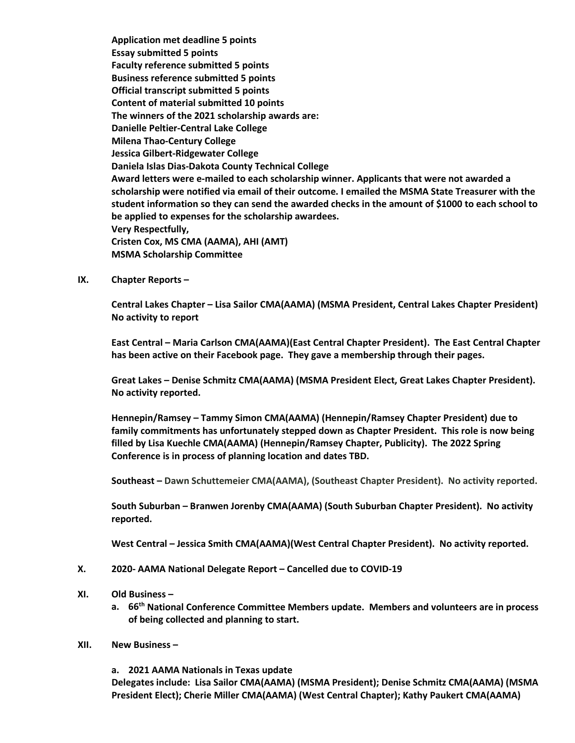**Application met deadline 5 points**
**Essay submitted 5 points**
**Faculty reference submitted 5 points**
**Business reference submitted 5 points**
**Official transcript submitted 5 points**
**Content of material submitted 10 points**
**The winners of the 2021 scholarship awards are:**
**Danielle Peltier-Central Lake College**
**Milena Thao-Century College**
**Jessica Gilbert-Ridgewater College**
**Daniela Islas Dias-Dakota County Technical College**
**Award letters were e-mailed to each scholarship winner. Applicants that were not awarded a scholarship were notified via email of their outcome. I emailed the MSMA State Treasurer with the student information so they can send the awarded checks in the amount of $1000 to each school to be applied to expenses for the scholarship awardees.**
**Very Respectfully,**
**Cristen Cox, MS CMA (AAMA), AHI (AMT)**
**MSMA Scholarship Committee**

**IX. Chapter Reports –**

**Central Lakes Chapter – Lisa Sailor CMA(AAMA) (MSMA President, Central Lakes Chapter President) No activity to report**

**East Central – Maria Carlson CMA(AAMA)(East Central Chapter President). The East Central Chapter has been active on their Facebook page. They gave a membership through their pages.**

**Great Lakes – Denise Schmitz CMA(AAMA) (MSMA President Elect, Great Lakes Chapter President). No activity reported.**

**Hennepin/Ramsey – Tammy Simon CMA(AAMA) (Hennepin/Ramsey Chapter President) due to family commitments has unfortunately stepped down as Chapter President. This role is now being filled by Lisa Kuechle CMA(AAMA) (Hennepin/Ramsey Chapter, Publicity). The 2022 Spring Conference is in process of planning location and dates TBD.**

**Southeast – Dawn Schuttemeier CMA(AAMA), (Southeast Chapter President). No activity reported.**

**South Suburban – Branwen Jorenby CMA(AAMA) (South Suburban Chapter President). No activity reported.**

**West Central – Jessica Smith CMA(AAMA)(West Central Chapter President). No activity reported.**

**X. 2020- AAMA National Delegate Report – Cancelled due to COVID-19**

**XI. Old Business –**

**a. 66th National Conference Committee Members update. Members and volunteers are in process of being collected and planning to start.**

**XII. New Business –**

**a. 2021 AAMA Nationals in Texas update**
**Delegates include: Lisa Sailor CMA(AAMA) (MSMA President); Denise Schmitz CMA(AAMA) (MSMA President Elect); Cherie Miller CMA(AAMA) (West Central Chapter); Kathy Paukert CMA(AAMA)**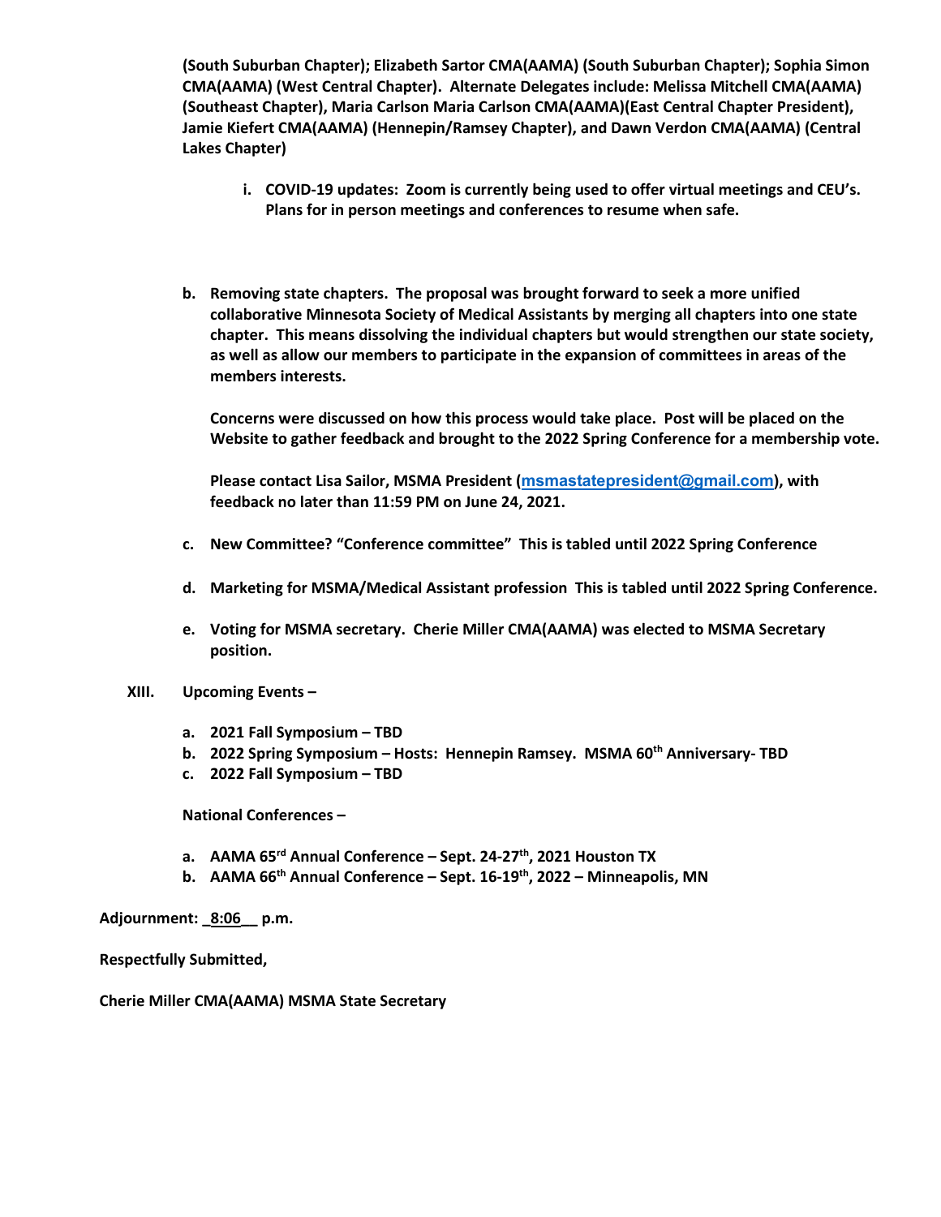**(South Suburban Chapter); Elizabeth Sartor CMA(AAMA) (South Suburban Chapter); Sophia Simon CMA(AAMA) (West Central Chapter). Alternate Delegates include: Melissa Mitchell CMA(AAMA) (Southeast Chapter), Maria Carlson Maria Carlson CMA(AAMA)(East Central Chapter President), Jamie Kiefert CMA(AAMA) (Hennepin/Ramsey Chapter), and Dawn Verdon CMA(AAMA) (Central Lakes Chapter)**

i. **COVID-19 updates: Zoom is currently being used to offer virtual meetings and CEU's. Plans for in person meetings and conferences to resume when safe.**

b. **Removing state chapters. The proposal was brought forward to seek a more unified collaborative Minnesota Society of Medical Assistants by merging all chapters into one state chapter. This means dissolving the individual chapters but would strengthen our state society, as well as allow our members to participate in the expansion of committees in areas of the members interests.**

**Concerns were discussed on how this process would take place. Post will be placed on the Website to gather feedback and brought to the 2022 Spring Conference for a membership vote.**

**Please contact Lisa Sailor, MSMA President (msmastatepresident@gmail.com), with feedback no later than 11:59 PM on June 24, 2021.**

c. **New Committee? "Conference committee" This is tabled until 2022 Spring Conference**

d. **Marketing for MSMA/Medical Assistant profession This is tabled until 2022 Spring Conference.**

e. **Voting for MSMA secretary. Cherie Miller CMA(AAMA) was elected to MSMA Secretary position.**

**XIII. Upcoming Events –**

a. **2021 Fall Symposium – TBD**
b. **2022 Spring Symposium – Hosts: Hennepin Ramsey. MSMA 60th Anniversary- TBD**
c. **2022 Fall Symposium – TBD**

**National Conferences –**

a. **AAMA 65rd Annual Conference – Sept. 24-27th, 2021 Houston TX**
b. **AAMA 66th Annual Conference – Sept. 16-19th, 2022 – Minneapolis, MN**

**Adjournment: _8:06__ p.m.**

**Respectfully Submitted,**

**Cherie Miller CMA(AAMA) MSMA State Secretary**